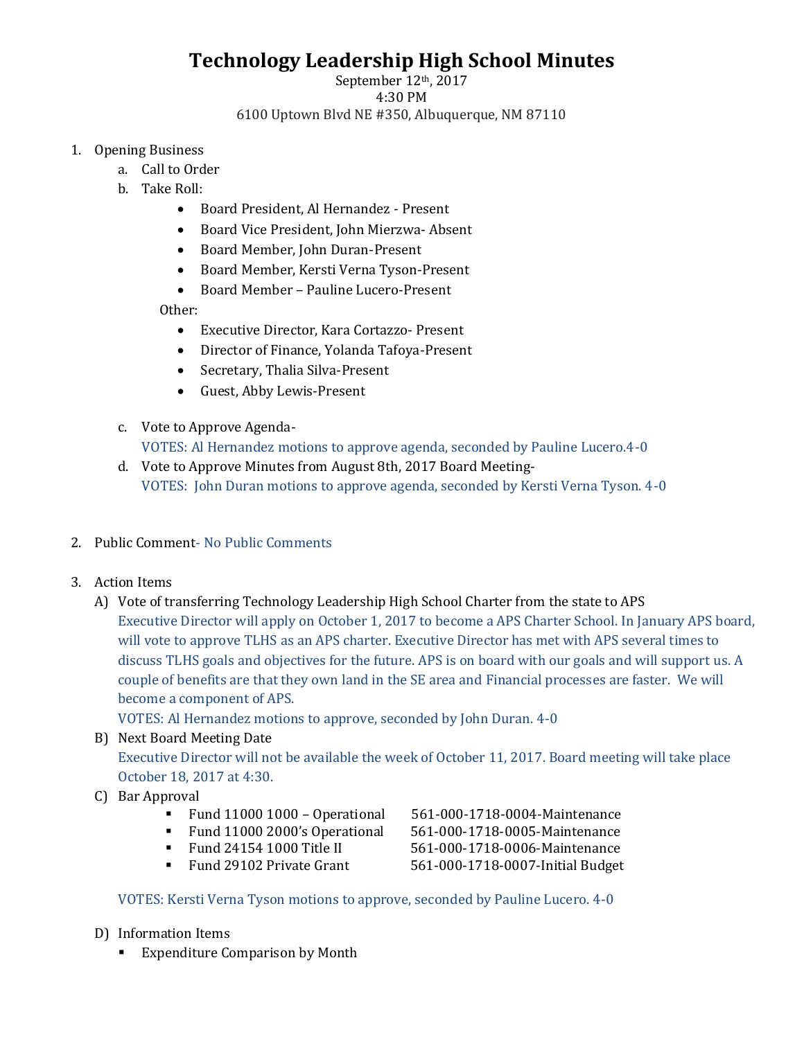# Technology Leadership High School Minutes

September 12th, 2017
4:30 PM
6100 Uptown Blvd NE #350, Albuquerque, NM 87110

1. Opening Business
   a. Call to Order
   b. Take Roll:
      - Board President, Al Hernandez - Present
      - Board Vice President, John Mierzwa- Absent
      - Board Member, John Duran-Present
      - Board Member, Kersti Verna Tyson-Present
      - Board Member – Pauline Lucero-Present

      Other:
      - Executive Director, Kara Cortazzo- Present
      - Director of Finance, Yolanda Tafoya-Present
      - Secretary, Thalia Silva-Present
      - Guest, Abby Lewis-Present

   c. Vote to Approve Agenda-
      VOTES: Al Hernandez motions to approve agenda, seconded by Pauline Lucero.4-0
   d. Vote to Approve Minutes from August 8th, 2017 Board Meeting-
      VOTES: John Duran motions to approve agenda, seconded by Kersti Verna Tyson. 4-0

2. Public Comment- No Public Comments

3. Action Items
   A) Vote of transferring Technology Leadership High School Charter from the state to APS
      Executive Director will apply on October 1, 2017 to become a APS Charter School. In January APS board, will vote to approve TLHS as an APS charter. Executive Director has met with APS several times to discuss TLHS goals and objectives for the future. APS is on board with our goals and will support us. A couple of benefits are that they own land in the SE area and Financial processes are faster. We will become a component of APS.
      VOTES: Al Hernandez motions to approve, seconded by John Duran. 4-0
   B) Next Board Meeting Date
      Executive Director will not be available the week of October 11, 2017. Board meeting will take place October 18, 2017 at 4:30.
   C) Bar Approval
      - Fund 11000 1000 – Operational 561-000-1718-0004-Maintenance
      - Fund 11000 2000's Operational 561-000-1718-0005-Maintenance
      - Fund 24154 1000 Title II 561-000-1718-0006-Maintenance
      - Fund 29102 Private Grant 561-000-1718-0007-Initial Budget

      VOTES: Kersti Verna Tyson motions to approve, seconded by Pauline Lucero. 4-0
   D) Information Items
      - Expenditure Comparison by Month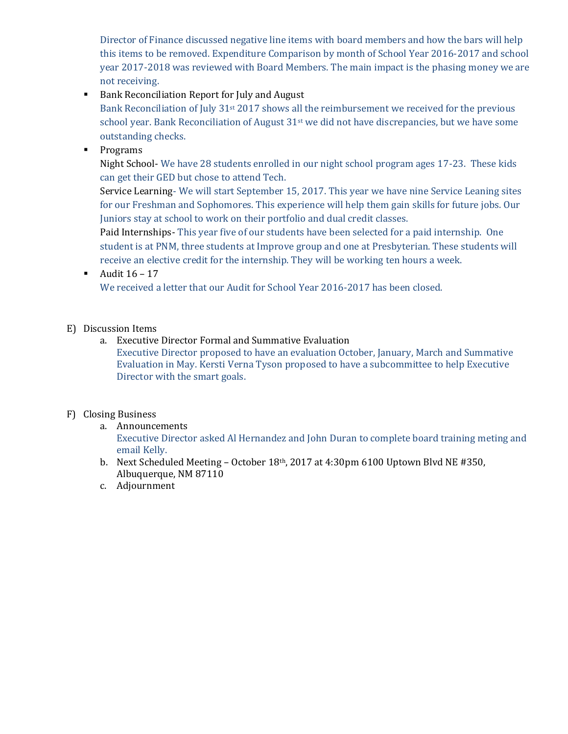Director of Finance discussed negative line items with board members and how the bars will help this items to be removed. Expenditure Comparison by month of School Year 2016-2017 and school year 2017-2018 was reviewed with Board Members. The main impact is the phasing money we are not receiving.

- Bank Reconciliation Report for July and August
  Bank Reconciliation of July 31st 2017 shows all the reimbursement we received for the previous school year. Bank Reconciliation of August 31st we did not have discrepancies, but we have some outstanding checks.
- Programs
  Night School- We have 28 students enrolled in our night school program ages 17-23. These kids can get their GED but chose to attend Tech.
  Service Learning- We will start September 15, 2017. This year we have nine Service Leaning sites for our Freshman and Sophomores. This experience will help them gain skills for future jobs. Our Juniors stay at school to work on their portfolio and dual credit classes.
  Paid Internships- This year five of our students have been selected for a paid internship. One student is at PNM, three students at Improve group and one at Presbyterian. These students will receive an elective credit for the internship. They will be working ten hours a week.
- Audit 16 – 17
  We received a letter that our Audit for School Year 2016-2017 has been closed.

E) Discussion Items
   a. Executive Director Formal and Summative Evaluation
      Executive Director proposed to have an evaluation October, January, March and Summative Evaluation in May. Kersti Verna Tyson proposed to have a subcommittee to help Executive Director with the smart goals.

F) Closing Business
   a. Announcements
      Executive Director asked Al Hernandez and John Duran to complete board training meting and email Kelly.
   b. Next Scheduled Meeting – October 18th, 2017 at 4:30pm 6100 Uptown Blvd NE #350, Albuquerque, NM 87110
   c. Adjournment